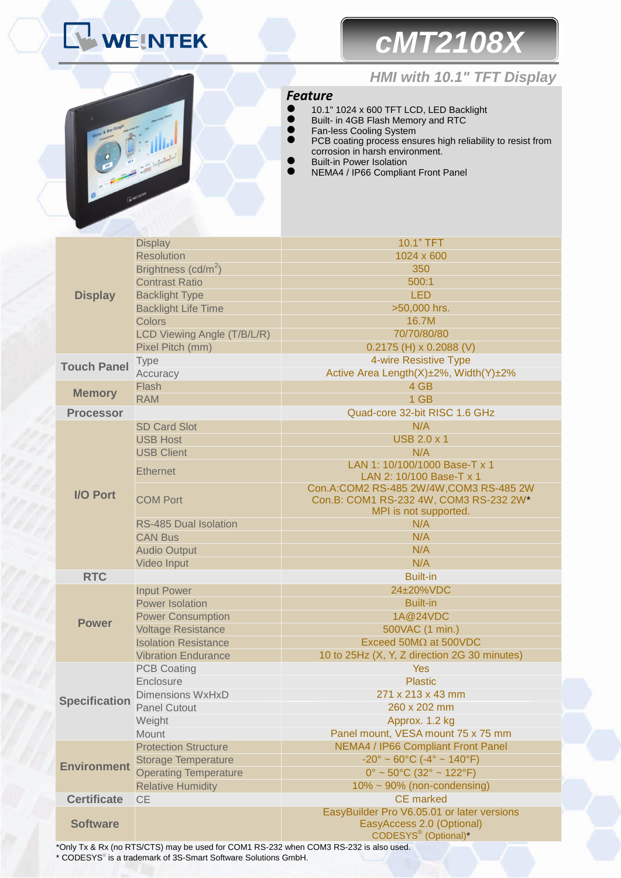WEINTEK

# cMT2108X

## HMI with 10.1" TFT Display

### Feature

- 10.1" 1024 x 600 TFT LCD, LED Backlight
- Built- in 4GB Flash Memory and RTC
- Fan-less Cooling System
- PCB coating process ensures high reliability to resist from corrosion in harsh environment.
- Built-in Power Isolation
- NEMA4 / IP66 Compliant Front Panel

| | | |
|---|---|---|
| **Display** | Display | 10.1" TFT |
| | Resolution | 1024 x 600 |
| | Brightness (cd/$m^2$) | 350 |
| | Contrast Ratio | 500:1 |
| | Backlight Type | LED |
| | Backlight Life Time | >50,000 hrs. |
| | Colors | 16.7M |
| | LCD Viewing Angle (T/B/L/R) | 70/70/80/80 |
| | Pixel Pitch (mm) | 0.2175 (H) x 0.2088 (V) |
| **Touch Panel** | Type | 4-wire Resistive Type |
| | Accuracy | Active Area Length(X)±2%, Width(Y)±2% |
| **Memory** | Flash | 4 GB |
| | RAM | 1 GB |
| **Processor** | | Quad-core 32-bit RISC 1.6 GHz |
| **I/O Port** | SD Card Slot | N/A |
| | USB Host | USB 2.0 x 1 |
| | USB Client | N/A |
| | Ethernet | LAN 1: 10/100/1000 Base-T x 1<br>LAN 2: 10/100 Base-T x 1 |
| | COM Port | Con.A:COM2 RS-485 2W/4W,COM3 RS-485 2W<br>Con.B: COM1 RS-232 4W, COM3 RS-232 2W*<br>MPI is not supported. |
| | RS-485 Dual Isolation | N/A |
| | CAN Bus | N/A |
| | Audio Output | N/A |
| | Video Input | N/A |
| **RTC** | | Built-in |
| **Power** | Input Power | 24±20%VDC |
| | Power Isolation | Built-in |
| | Power Consumption | 1A@24VDC |
| | Voltage Resistance | 500VAC (1 min.) |
| | Isolation Resistance | Exceed 50MΩ at 500VDC |
| | Vibration Endurance | 10 to 25Hz (X, Y, Z direction 2G 30 minutes) |
| **Specification** | PCB Coating | Yes |
| | Enclosure | Plastic |
| | Dimensions WxHxD | 271 x 213 x 43 mm |
| | Panel Cutout | 260 x 202 mm |
| | Weight | Approx. 1.2 kg |
| | Mount | Panel mount, VESA mount 75 x 75 mm |
| **Environment** | Protection Structure | NEMA4 / IP66 Compliant Front Panel |
| | Storage Temperature | -20° ~ 60°C (-4° ~ 140°F) |
| | Operating Temperature | 0° ~ 50°C (32° ~ 122°F) |
| | Relative Humidity | 10% ~ 90% (non-condensing) |
| **Certificate** | CE | CE marked |
| **Software** | | EasyBuilder Pro V6.05.01 or later versions<br>EasyAccess 2.0 (Optional)<br>CODESYS® (Optional)* |

*Only Tx & Rx (no RTS/CTS) may be used for COM1 RS-232 when COM3 RS-232 is also used.

* CODESYS® is a trademark of 3S-Smart Software Solutions GmbH.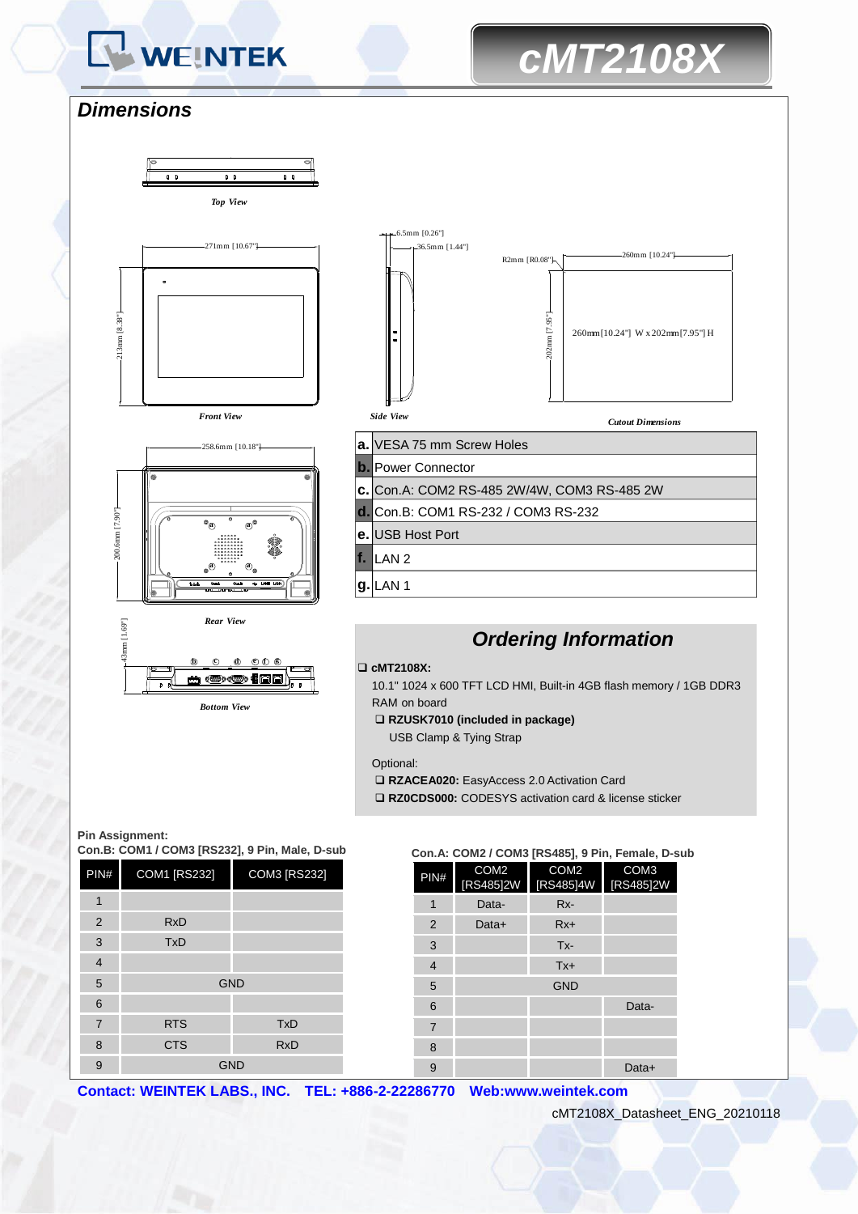## Dimensions

Top View

271mm [10.67"]

213mm [8.38"]

Front View

6.5mm [0.26"]

36.5mm [1.44"]

Side View

R2mm [R0.08"]

260mm [10.24"]

202mm [7.95"]

260mm[10.24"] W x 202mm[7.95"] H

Cutout Dimensions

258.6mm [10.18"]

200.6mm [7.90"]

Rear View

43mm [1.69"]

Bottom View

| | |
|---|---|
| a. | VESA 75 mm Screw Holes |
| b. | Power Connector |
| c. | Con.A: COM2 RS-485 2W/4W, COM3 RS-485 2W |
| d. | Con.B: COM1 RS-232 / COM3 RS-232 |
| e. | USB Host Port |
| f. | LAN 2 |
| g. | LAN 1 |

## Ordering Information

❑ **cMT2108X:**

10.1" 1024 x 600 TFT LCD HMI, Built-in 4GB flash memory / 1GB DDR3 RAM on board

❑ **RZUSK7010 (included in package)**

USB Clamp & Tying Strap

Optional:

❑ **RZACEA020:** EasyAccess 2.0 Activation Card

❑ **RZ0CDS000:** CODESYS activation card & license sticker

**Pin Assignment:**

**Con.B: COM1 / COM3 [RS232], 9 Pin, Male, D-sub**

| PIN# | COM1 [RS232] | COM3 [RS232] |
|---|---|---|
| 1 | | |
| 2 | RxD | |
| 3 | TxD | |
| 4 | | |
| 5 | GND | |
| 6 | | |
| 7 | RTS | TxD |
| 8 | CTS | RxD |
| 9 | GND | |

**Con.A: COM2 / COM3 [RS485], 9 Pin, Female, D-sub**

| PIN# | COM2 [RS485]2W | COM2 [RS485]4W | COM3 [RS485]2W |
|---|---|---|---|
| 1 | Data- | Rx- | |
| 2 | Data+ | Rx+ | |
| 3 | | Tx- | |
| 4 | | Tx+ | |
| 5 | GND | | |
| 6 | | | Data- |
| 7 | | | |
| 8 | | | |
| 9 | | | Data+ |

**Contact: WEINTEK LABS., INC. TEL: +886-2-22286770 Web:www.weintek.com**

cMT2108X_Datasheet_ENG_20210118